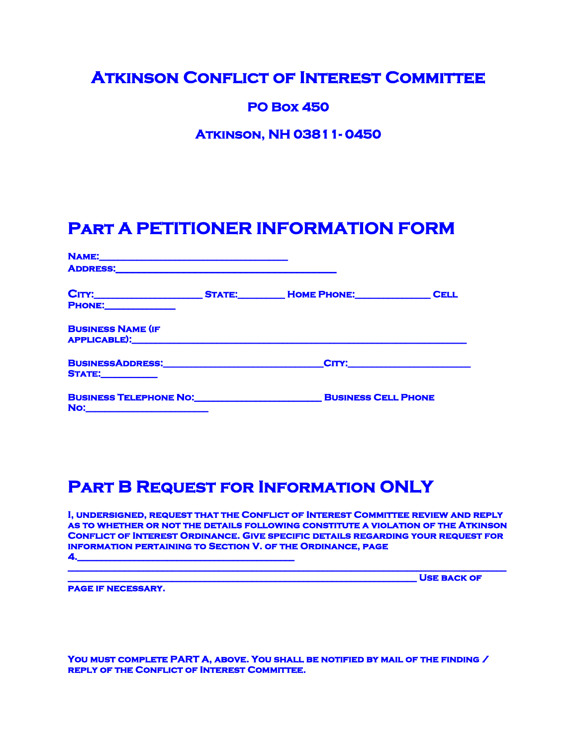# Atkinson Conflict of Interest Committee

## PO Box 450

## Atkinson, NH 03811-0450

# Part A PETITIONER INFORMATION FORM

**Name:**________________________________

**Address:**______________________________________

**City:**__________________ **State:**________ **Home Phone:**_____________ **Cell Phone:**____________

**Business Name (if applicable):**__________________________________________________________

**BusinessAddress:**_____________________________**City:**_______________________ **State:**__________

**Business Telephone No:**_______________________ **Business Cell Phone No:**______________________

# Part B Request for Information ONLY

**I, undersigned, request that the Conflict of Interest Committee review and reply as to whether or not the details following constitute a violation of the Atkinson Conflict of Interest Ordinance. Give specific details regarding your request for information pertaining to Section V. of the Ordinance, page 4.**________________________________________

________________________________________________________________________________
________________________________________________________________ **Use back of page if necessary.**

**You must complete PART A, above. You shall be notified by mail of the finding / reply of the Conflict of Interest Committee.**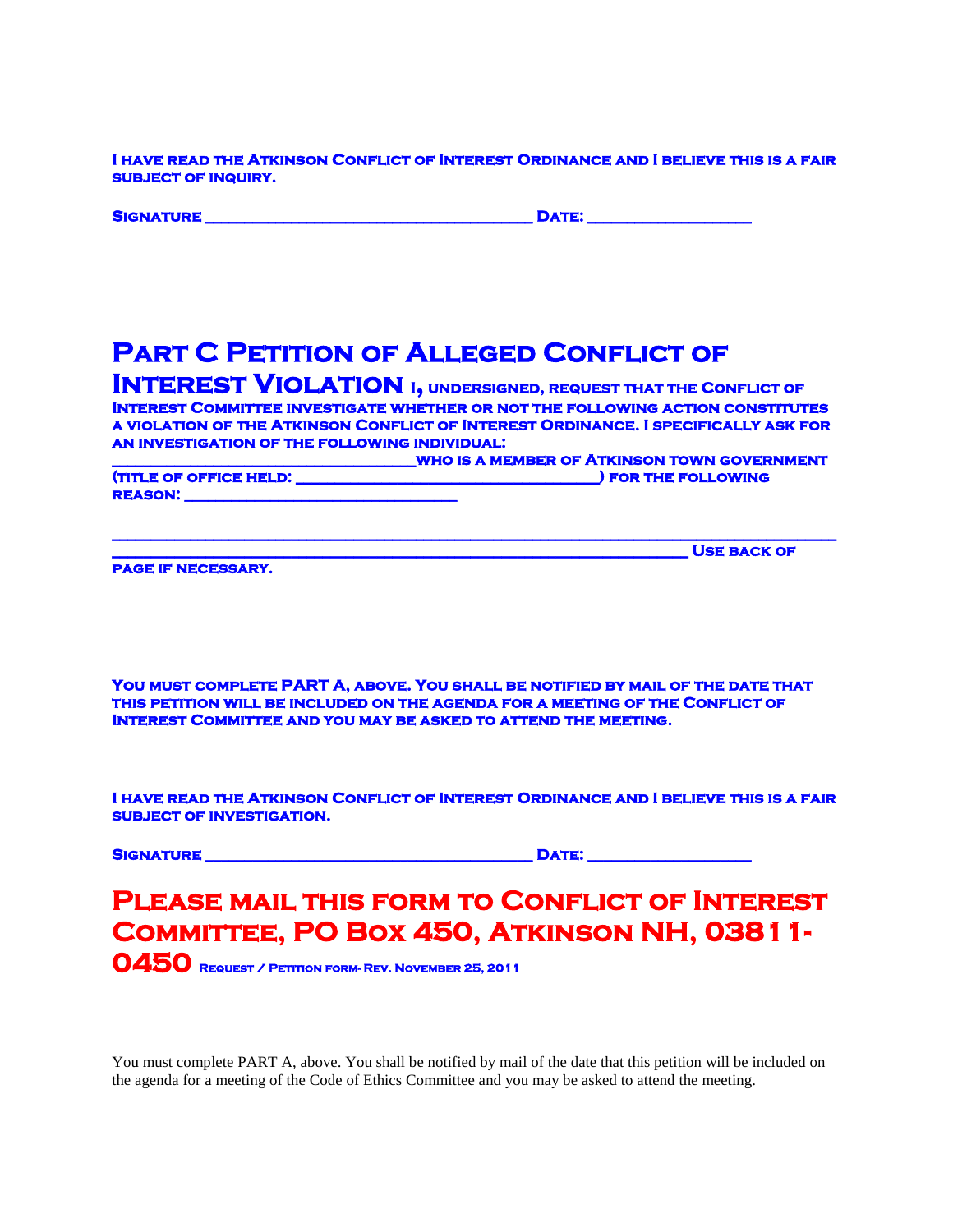I have read the Atkinson Conflict of Interest Ordinance and I believe this is a fair subject of inquiry.

Signature ____________________________________ Date: __________________

# Part C Petition of Alleged Conflict of Interest Violation

I, undersigned, request that the Conflict of Interest Committee investigate whether or not the following action constitutes a violation of the Atkinson Conflict of Interest Ordinance. I specifically ask for an investigation of the following individual: ________________________________who is a member of Atkinson town government (title of office held: __________________________________) for the following reason: ______________________________

________________________________________________________________________________
____________________________________________________________ Use back of page if necessary.

You must complete PART A, above. You shall be notified by mail of the date that this petition will be included on the agenda for a meeting of the Conflict of Interest Committee and you may be asked to attend the meeting.

I have read the Atkinson Conflict of Interest Ordinance and I believe this is a fair subject of investigation.

Signature ____________________________________ Date: __________________

## Please mail this form to Conflict of Interest Committee, PO Box 450, Atkinson NH, 03811-0450

Request / Petition form- Rev. November 25, 2011

You must complete PART A, above. You shall be notified by mail of the date that this petition will be included on the agenda for a meeting of the Code of Ethics Committee and you may be asked to attend the meeting.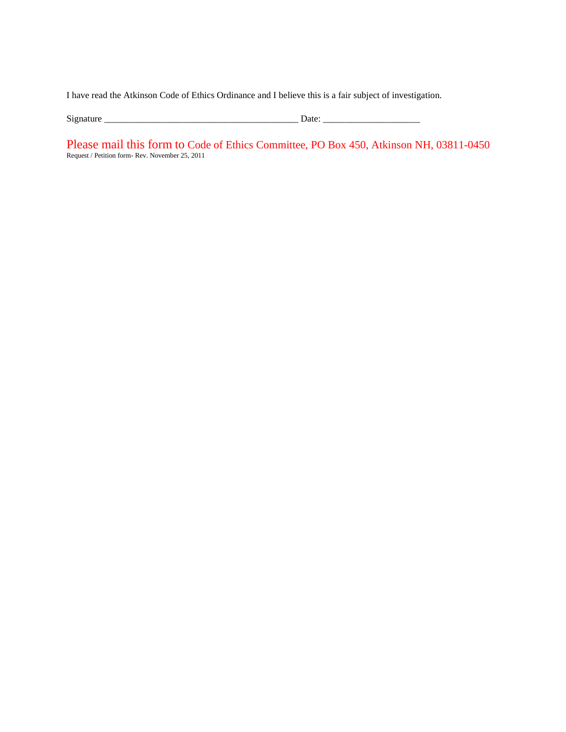I have read the Atkinson Code of Ethics Ordinance and I believe this is a fair subject of investigation.

Signature ________________________________________ Date: ____________________

Please mail this form to Code of Ethics Committee, PO Box 450, Atkinson NH, 03811-0450

Request / Petition form- Rev. November 25, 2011